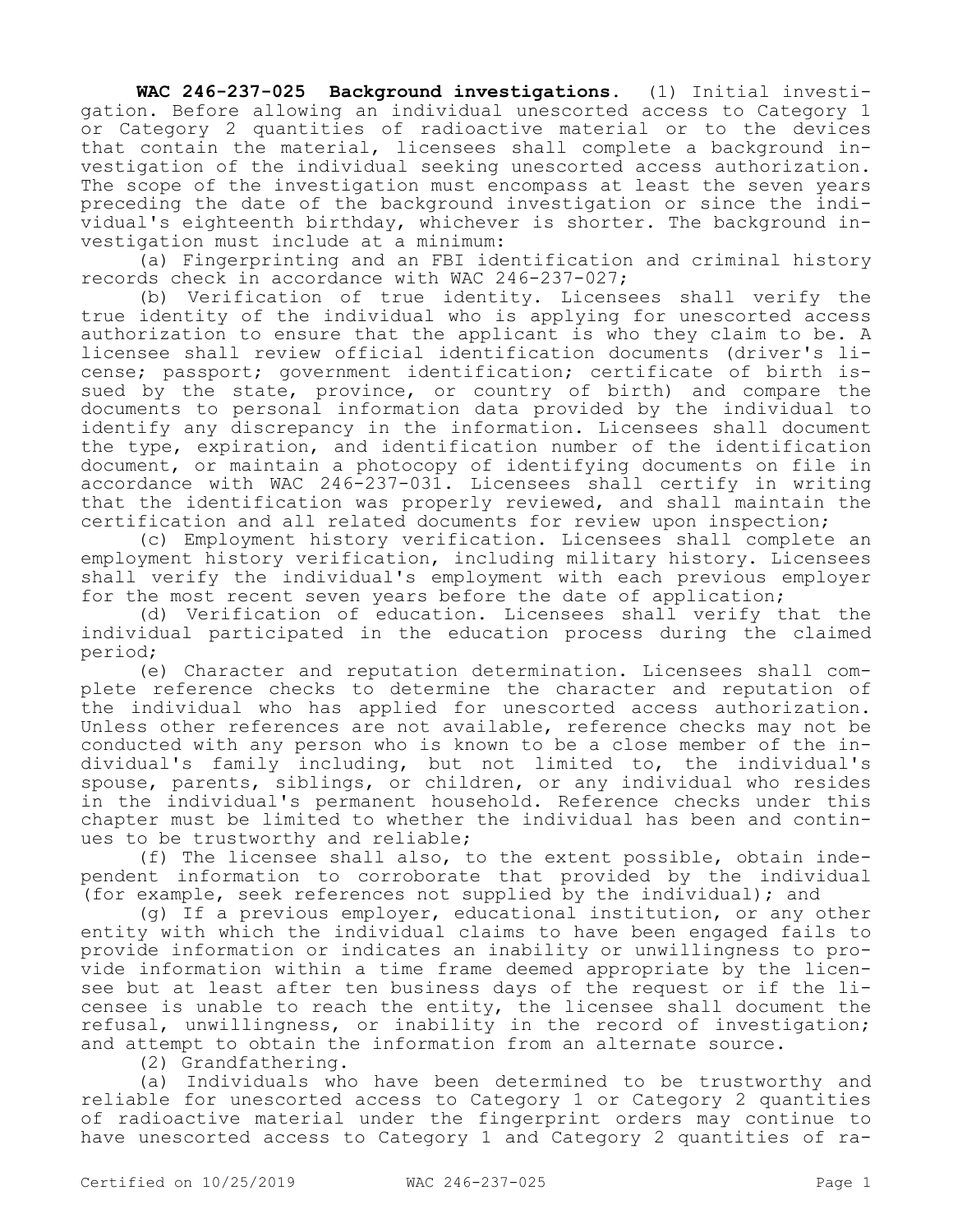**WAC 246-237-025 Background investigations.** (1) Initial investigation. Before allowing an individual unescorted access to Category 1 or Category 2 quantities of radioactive material or to the devices that contain the material, licensees shall complete a background investigation of the individual seeking unescorted access authorization. The scope of the investigation must encompass at least the seven years preceding the date of the background investigation or since the individual's eighteenth birthday, whichever is shorter. The background investigation must include at a minimum:

(a) Fingerprinting and an FBI identification and criminal history records check in accordance with WAC 246-237-027;

(b) Verification of true identity. Licensees shall verify the true identity of the individual who is applying for unescorted access authorization to ensure that the applicant is who they claim to be. A licensee shall review official identification documents (driver's license; passport; government identification; certificate of birth issued by the state, province, or country of birth) and compare the documents to personal information data provided by the individual to identify any discrepancy in the information. Licensees shall document the type, expiration, and identification number of the identification document, or maintain a photocopy of identifying documents on file in accordance with WAC 246-237-031. Licensees shall certify in writing that the identification was properly reviewed, and shall maintain the certification and all related documents for review upon inspection;

(c) Employment history verification. Licensees shall complete an employment history verification, including military history. Licensees shall verify the individual's employment with each previous employer for the most recent seven years before the date of application;

(d) Verification of education. Licensees shall verify that the individual participated in the education process during the claimed period;

(e) Character and reputation determination. Licensees shall complete reference checks to determine the character and reputation of the individual who has applied for unescorted access authorization. Unless other references are not available, reference checks may not be conducted with any person who is known to be a close member of the individual's family including, but not limited to, the individual's spouse, parents, siblings, or children, or any individual who resides in the individual's permanent household. Reference checks under this chapter must be limited to whether the individual has been and continues to be trustworthy and reliable;

(f) The licensee shall also, to the extent possible, obtain independent information to corroborate that provided by the individual (for example, seek references not supplied by the individual); and

(g) If a previous employer, educational institution, or any other entity with which the individual claims to have been engaged fails to provide information or indicates an inability or unwillingness to provide information within a time frame deemed appropriate by the licensee but at least after ten business days of the request or if the licensee is unable to reach the entity, the licensee shall document the refusal, unwillingness, or inability in the record of investigation; and attempt to obtain the information from an alternate source.

(2) Grandfathering.

(a) Individuals who have been determined to be trustworthy and reliable for unescorted access to Category 1 or Category 2 quantities of radioactive material under the fingerprint orders may continue to have unescorted access to Category 1 and Category 2 quantities of ra-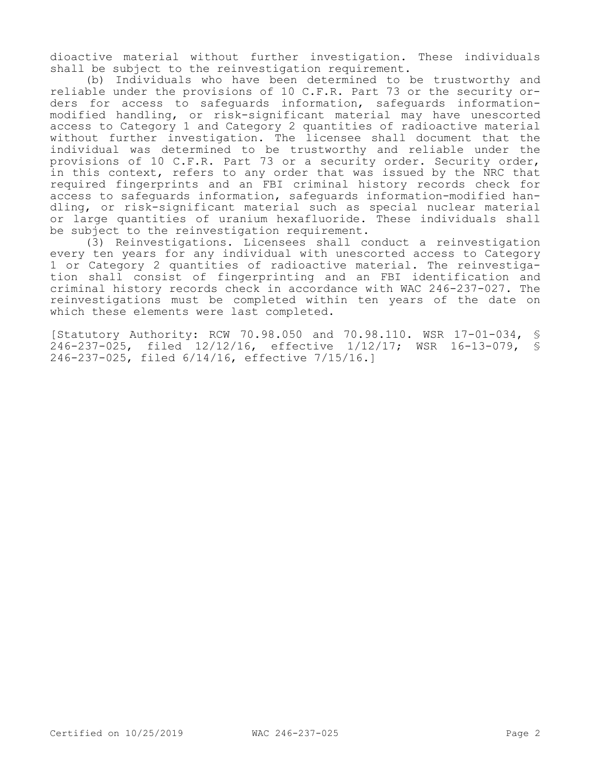dioactive material without further investigation. These individuals shall be subject to the reinvestigation requirement.

(b) Individuals who have been determined to be trustworthy and reliable under the provisions of 10 C.F.R. Part 73 or the security orders for access to safeguards information, safeguards information-modified handling, or risk-significant material may have unescorted access to Category 1 and Category 2 quantities of radioactive material without further investigation. The licensee shall document that the individual was determined to be trustworthy and reliable under the provisions of 10 C.F.R. Part 73 or a security order. Security order, in this context, refers to any order that was issued by the NRC that required fingerprints and an FBI criminal history records check for access to safeguards information, safeguards information-modified handling, or risk-significant material such as special nuclear material or large quantities of uranium hexafluoride. These individuals shall be subject to the reinvestigation requirement.

(3) Reinvestigations. Licensees shall conduct a reinvestigation every ten years for any individual with unescorted access to Category 1 or Category 2 quantities of radioactive material. The reinvestigation shall consist of fingerprinting and an FBI identification and criminal history records check in accordance with WAC 246-237-027. The reinvestigations must be completed within ten years of the date on which these elements were last completed.

[Statutory Authority: RCW 70.98.050 and 70.98.110. WSR 17-01-034, § 246-237-025, filed 12/12/16, effective 1/12/17; WSR 16-13-079, § 246-237-025, filed 6/14/16, effective 7/15/16.]